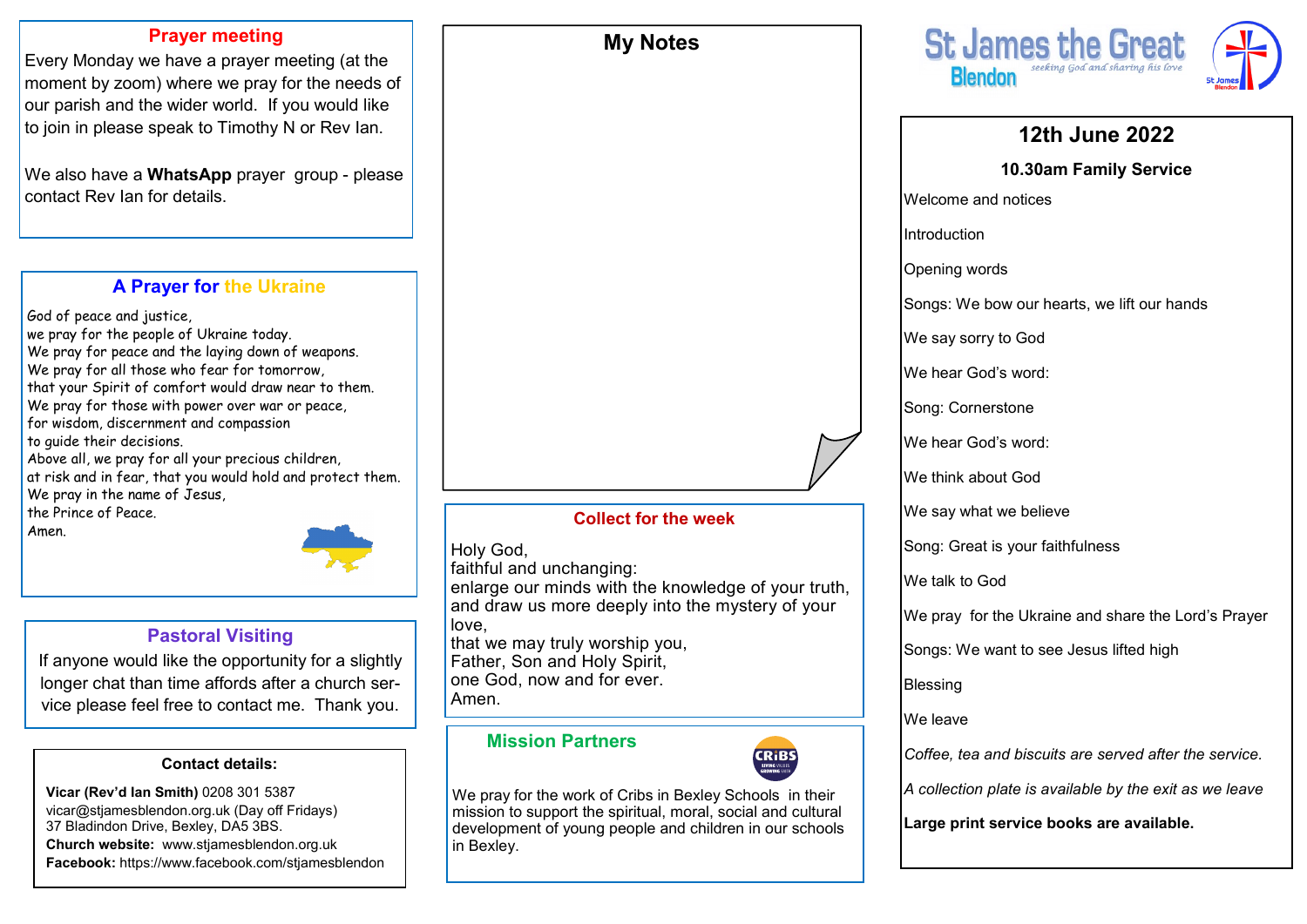## Prayer meeting

Every Monday we have a prayer meeting (at the moment by zoom) where we pray for the needs of our parish and the wider world. If you would like to join in please speak to Timothy N or Rev Ian.

We also have a **WhatsApp** prayer group - please contact Rev Ian for details.

## A Prayer for the Ukraine

God of peace and justice,
we pray for the people of Ukraine today.
We pray for peace and the laying down of weapons.
We pray for all those who fear for tomorrow,
that your Spirit of comfort would draw near to them.
We pray for those with power over war or peace,
for wisdom, discernment and compassion
to guide their decisions.
Above all, we pray for all your precious children,
at risk and in fear, that you would hold and protect them.
We pray in the name of Jesus,
the Prince of Peace.
Amen.

## Pastoral Visiting

If anyone would like the opportunity for a slightly longer chat than time affords after a church service please feel free to contact me. Thank you.

### Contact details:

**Vicar (Rev'd Ian Smith)** 0208 301 5387
vicar@stjamesblendon.org.uk (Day off Fridays)
37 Bladindon Drive, Bexley, DA5 3BS.
**Church website:** www.stjamesblendon.org.uk
**Facebook:** https://www.facebook.com/stjamesblendon

## My Notes

## Collect for the week

Holy God,
faithful and unchanging:
enlarge our minds with the knowledge of your truth,
and draw us more deeply into the mystery of your love,
that we may truly worship you,
Father, Son and Holy Spirit,
one God, now and for ever.
Amen.

## Mission Partners

We pray for the work of Cribs in Bexley Schools in their mission to support the spiritual, moral, social and cultural development of young people and children in our schools in Bexley.

# St James the Great Blendon

*seeking God and sharing his love*

## 12th June 2022

### 10.30am Family Service

Welcome and notices

Introduction

Opening words

Songs: We bow our hearts, we lift our hands

We say sorry to God

We hear God's word:

Song: Cornerstone

We hear God's word:

We think about God

We say what we believe

Song: Great is your faithfulness

We talk to God

We pray for the Ukraine and share the Lord's Prayer

Songs: We want to see Jesus lifted high

Blessing

We leave

*Coffee, tea and biscuits are served after the service.*

*A collection plate is available by the exit as we leave*

**Large print service books are available.**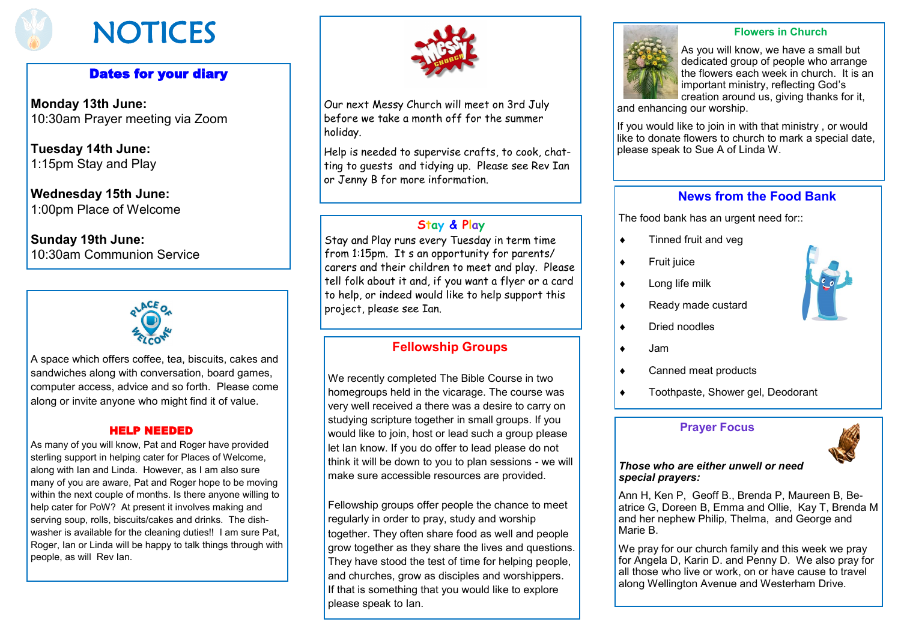# NOTICES

## Dates for your diary

**Monday 13th June:**
10:30am Prayer meeting via Zoom

**Tuesday 14th June:**
1:15pm Stay and Play

**Wednesday 15th June:**
1:00pm Place of Welcome

**Sunday 19th June:**
10:30am Communion Service

## Place of Welcome

A space which offers coffee, tea, biscuits, cakes and sandwiches along with conversation, board games, computer access, advice and so forth. Please come along or invite anyone who might find it of value.

### HELP NEEDED

As many of you will know, Pat and Roger have provided sterling support in helping cater for Places of Welcome, along with Ian and Linda. However, as I am also sure many of you are aware, Pat and Roger hope to be moving within the next couple of months. Is there anyone willing to help cater for PoW? At present it involves making and serving soup, rolls, biscuits/cakes and drinks. The dishwasher is available for the cleaning duties!! I am sure Pat, Roger, Ian or Linda will be happy to talk things through with people, as will Rev Ian.

## Messy Church

Our next Messy Church will meet on 3rd July before we take a month off for the summer holiday.

Help is needed to supervise crafts, to cook, chatting to guests and tidying up. Please see Rev Ian or Jenny B for more information.

## Stay & Play

Stay and Play runs every Tuesday in term time from 1:15pm. It s an opportunity for parents/carers and their children to meet and play. Please tell folk about it and, if you want a flyer or a card to help, or indeed would like to help support this project, please see Ian.

## Fellowship Groups

We recently completed The Bible Course in two homegroups held in the vicarage. The course was very well received a there was a desire to carry on studying scripture together in small groups. If you would like to join, host or lead such a group please let Ian know. If you do offer to lead please do not think it will be down to you to plan sessions - we will make sure accessible resources are provided.

Fellowship groups offer people the chance to meet regularly in order to pray, study and worship together. They often share food as well and people grow together as they share the lives and questions. They have stood the test of time for helping people, and churches, grow as disciples and worshippers. If that is something that you would like to explore please speak to Ian.

## Flowers in Church

As you will know, we have a small but dedicated group of people who arrange the flowers each week in church. It is an important ministry, reflecting God's creation around us, giving thanks for it, and enhancing our worship.

If you would like to join in with that ministry , or would like to donate flowers to church to mark a special date, please speak to Sue A of Linda W.

## News from the Food Bank

The food bank has an urgent need for::

- Tinned fruit and veg
- Fruit juice
- Long life milk
- Ready made custard
- Dried noodles
- Jam
- Canned meat products
- Toothpaste, Shower gel, Deodorant

## Prayer Focus

***Those who are either unwell or need special prayers:***

Ann H, Ken P, Geoff B., Brenda P, Maureen B, Beatrice G, Doreen B, Emma and Ollie, Kay T, Brenda M and her nephew Philip, Thelma, and George and Marie B.

We pray for our church family and this week we pray for Angela D, Karin D. and Penny D. We also pray for all those who live or work, on or have cause to travel along Wellington Avenue and Westerham Drive.